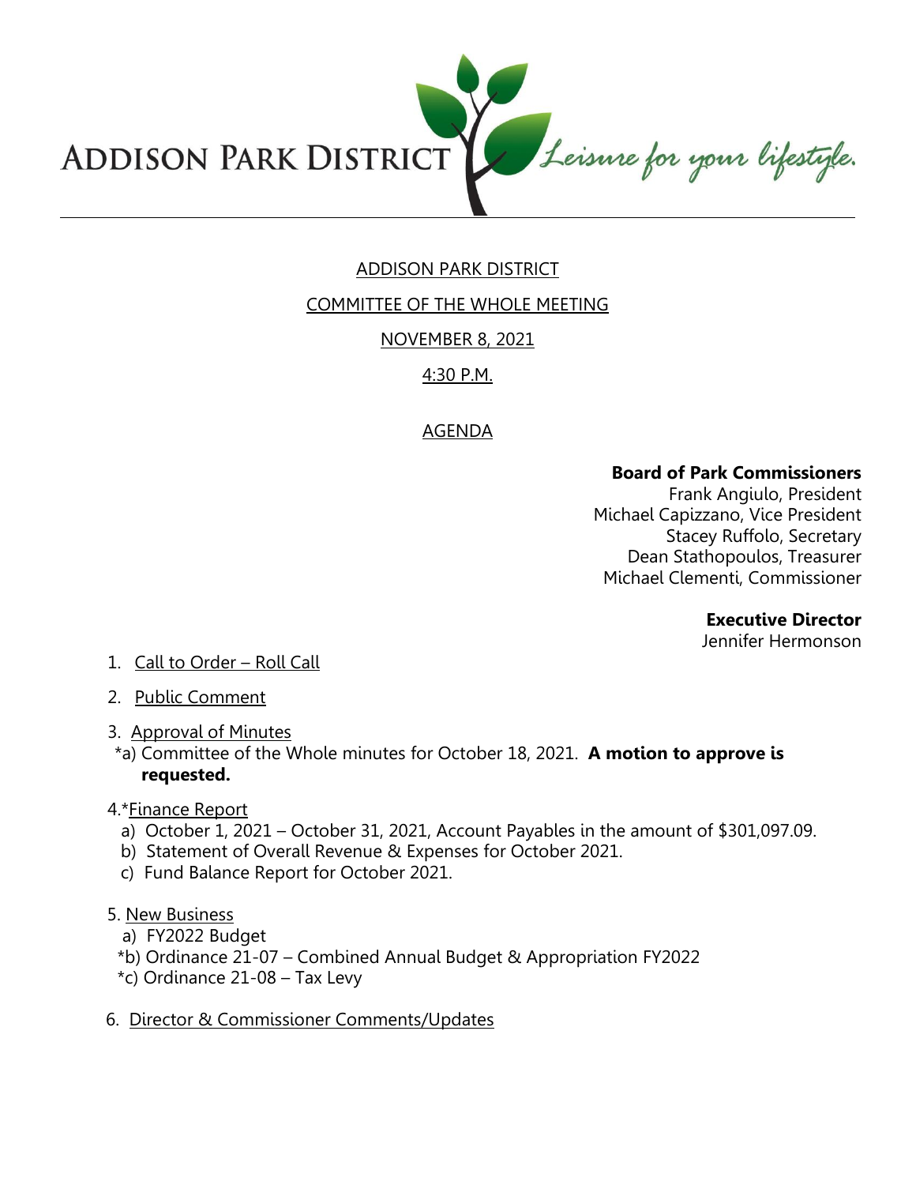ADDISON PARK DISTRICT *Leisure for your lifestyle.*

# ADDISON PARK DISTRICT

## COMMITTEE OF THE WHOLE MEETING

## NOVEMBER 8, 2021

## 4:30 P.M.

## AGENDA

**Board of Park Commissioners**
Frank Angiulo, President
Michael Capizzano, Vice President
Stacey Ruffolo, Secretary
Dean Stathopoulos, Treasurer
Michael Clementi, Commissioner

**Executive Director**
Jennifer Hermonson

1. Call to Order – Roll Call

2. Public Comment

3. Approval of Minutes
   *a) Committee of the Whole minutes for October 18, 2021. **A motion to approve is requested.**

4. *Finance Report
   a) October 1, 2021 – October 31, 2021, Account Payables in the amount of $301,097.09.
   b) Statement of Overall Revenue & Expenses for October 2021.
   c) Fund Balance Report for October 2021.

5. New Business
   a) FY2022 Budget
   *b) Ordinance 21-07 – Combined Annual Budget & Appropriation FY2022
   *c) Ordinance 21-08 – Tax Levy

6. Director & Commissioner Comments/Updates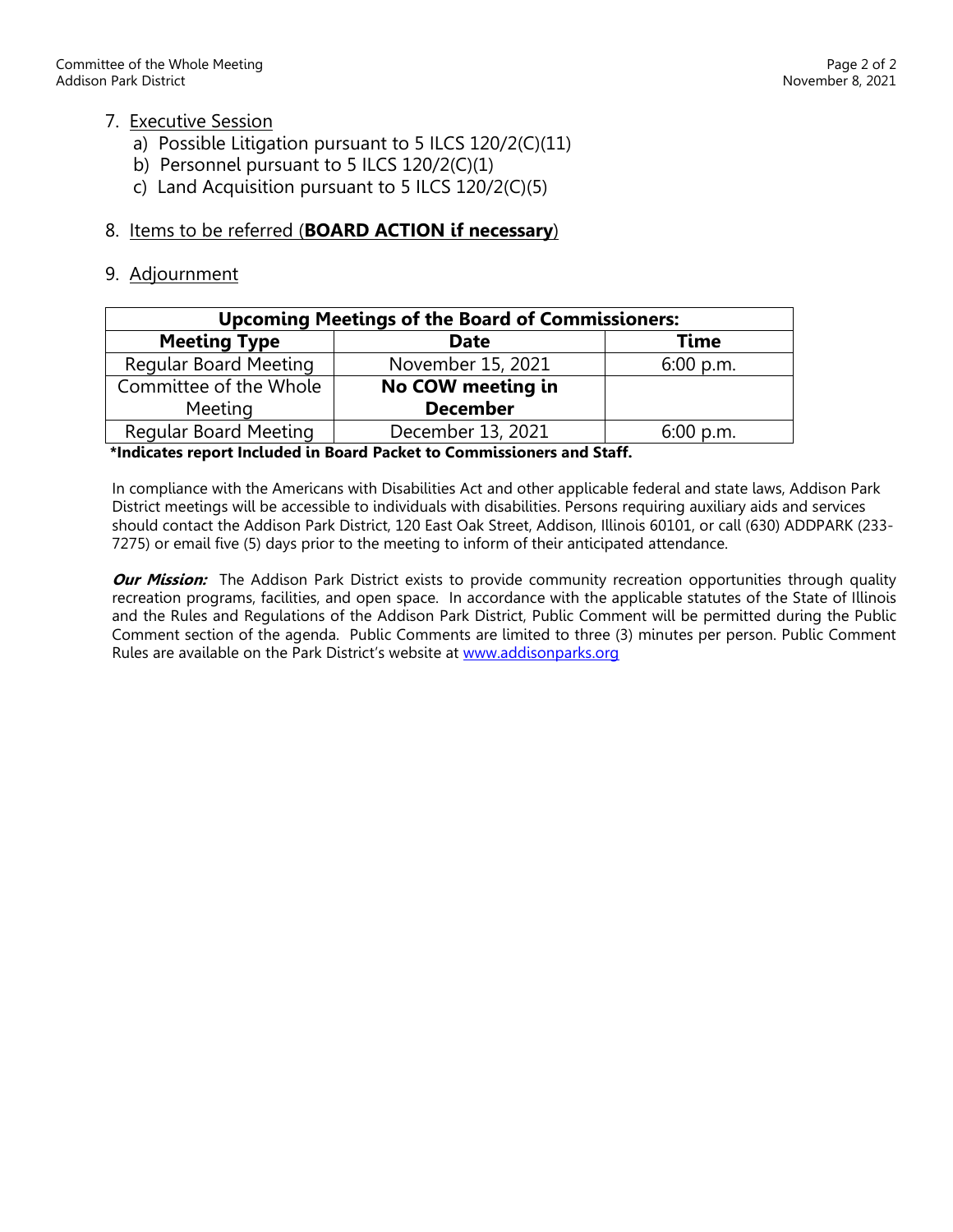7. Executive Session
   a) Possible Litigation pursuant to 5 ILCS 120/2(C)(11)
   b) Personnel pursuant to 5 ILCS 120/2(C)(1)
   c) Land Acquisition pursuant to 5 ILCS 120/2(C)(5)

8. Items to be referred (**BOARD ACTION if necessary**)

9. Adjournment

| **Upcoming Meetings of the Board of Commissioners:** | | |
|---|---|---|
| **Meeting Type** | **Date** | **Time** |
| Regular Board Meeting | November 15, 2021 | 6:00 p.m. |
| Committee of the Whole Meeting | **No COW meeting in December** | |
| Regular Board Meeting | December 13, 2021 | 6:00 p.m. |

**\*Indicates report Included in Board Packet to Commissioners and Staff.**

In compliance with the Americans with Disabilities Act and other applicable federal and state laws, Addison Park District meetings will be accessible to individuals with disabilities. Persons requiring auxiliary aids and services should contact the Addison Park District, 120 East Oak Street, Addison, Illinois 60101, or call (630) ADDPARK (233-7275) or email five (5) days prior to the meeting to inform of their anticipated attendance.

***Our Mission:*** The Addison Park District exists to provide community recreation opportunities through quality recreation programs, facilities, and open space. In accordance with the applicable statutes of the State of Illinois and the Rules and Regulations of the Addison Park District, Public Comment will be permitted during the Public Comment section of the agenda. Public Comments are limited to three (3) minutes per person. Public Comment Rules are available on the Park District's website at www.addisonparks.org